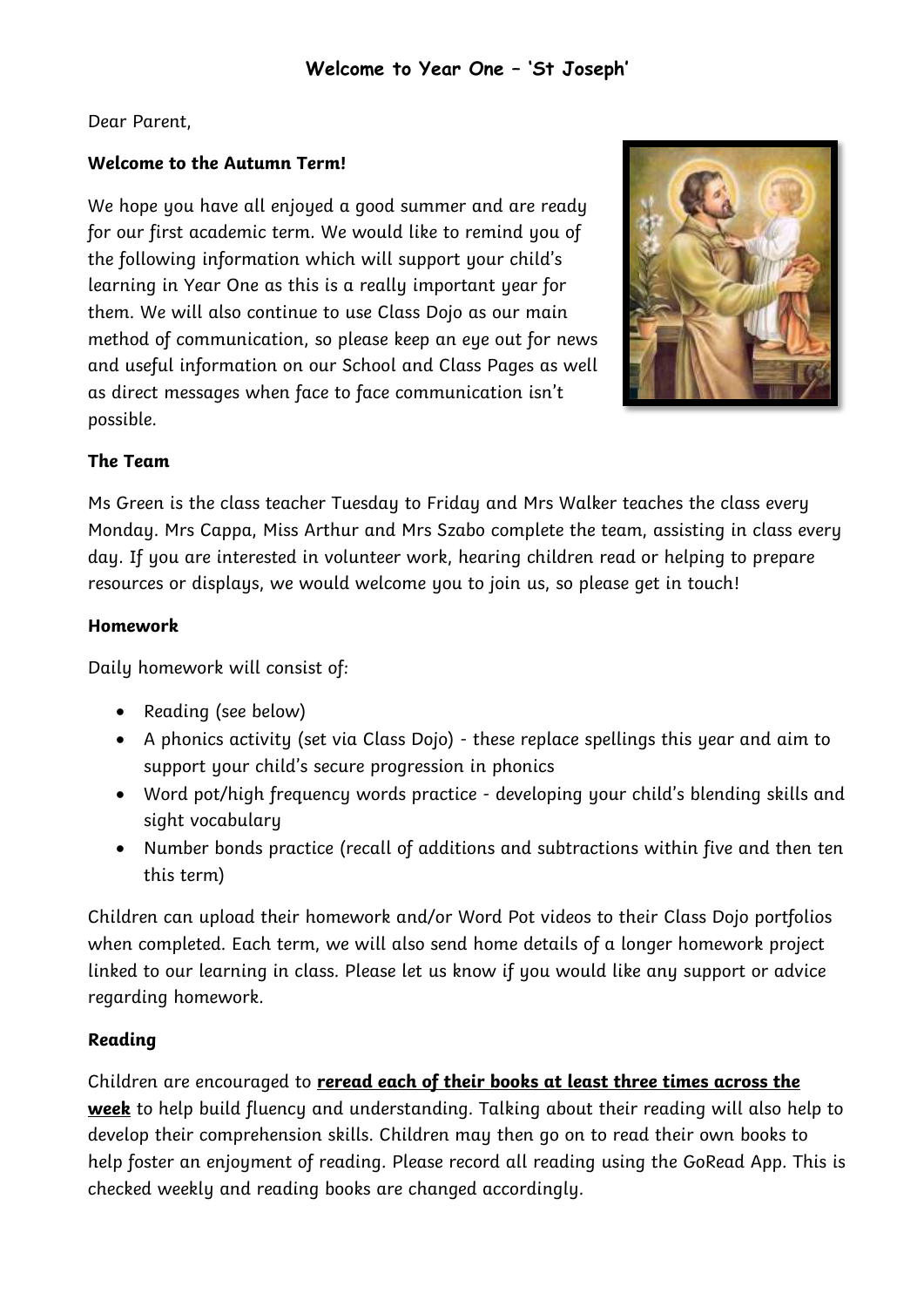# Welcome to Year One – 'St Joseph'

Dear Parent,

**Welcome to the Autumn Term!**

We hope you have all enjoyed a good summer and are ready for our first academic term. We would like to remind you of the following information which will support your child's learning in Year One as this is a really important year for them. We will also continue to use Class Dojo as our main method of communication, so please keep an eye out for news and useful information on our School and Class Pages as well as direct messages when face to face communication isn't possible.

**The Team**

Ms Green is the class teacher Tuesday to Friday and Mrs Walker teaches the class every Monday. Mrs Cappa, Miss Arthur and Mrs Szabo complete the team, assisting in class every day. If you are interested in volunteer work, hearing children read or helping to prepare resources or displays, we would welcome you to join us, so please get in touch!

**Homework**

Daily homework will consist of:

- Reading (see below)
- A phonics activity (set via Class Dojo) - these replace spellings this year and aim to support your child's secure progression in phonics
- Word pot/high frequency words practice - developing your child's blending skills and sight vocabulary
- Number bonds practice (recall of additions and subtractions within five and then ten this term)

Children can upload their homework and/or Word Pot videos to their Class Dojo portfolios when completed. Each term, we will also send home details of a longer homework project linked to our learning in class. Please let us know if you would like any support or advice regarding homework.

**Reading**

Children are encouraged to **reread each of their books at least three times across the week** to help build fluency and understanding. Talking about their reading will also help to develop their comprehension skills. Children may then go on to read their own books to help foster an enjoyment of reading. Please record all reading using the GoRead App. This is checked weekly and reading books are changed accordingly.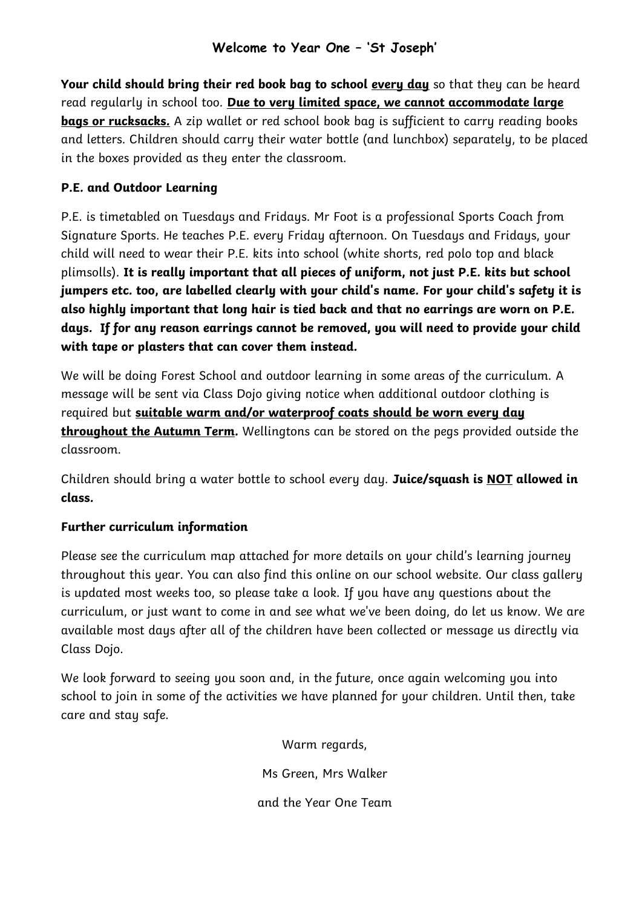### Welcome to Year One – 'St Joseph'

**Your child should bring their red book bag to school <u>every day</u>** so that they can be heard read regularly in school too. **<u>Due to very limited space, we cannot accommodate large bags or rucksacks.</u>** A zip wallet or red school book bag is sufficient to carry reading books and letters. Children should carry their water bottle (and lunchbox) separately, to be placed in the boxes provided as they enter the classroom.

**P.E. and Outdoor Learning**

P.E. is timetabled on Tuesdays and Fridays. Mr Foot is a professional Sports Coach from Signature Sports. He teaches P.E. every Friday afternoon. On Tuesdays and Fridays, your child will need to wear their P.E. kits into school (white shorts, red polo top and black plimsolls). **It is really important that all pieces of uniform, not just P.E. kits but school jumpers etc. too, are labelled clearly with your child's name. For your child's safety it is also highly important that long hair is tied back and that no earrings are worn on P.E. days. If for any reason earrings cannot be removed, you will need to provide your child with tape or plasters that can cover them instead.**

We will be doing Forest School and outdoor learning in some areas of the curriculum. A message will be sent via Class Dojo giving notice when additional outdoor clothing is required but **<u>suitable warm and/or waterproof coats should be worn every day throughout the Autumn Term</u>.** Wellingtons can be stored on the pegs provided outside the classroom.

Children should bring a water bottle to school every day. **Juice/squash is <u>NOT</u> allowed in class.**

**Further curriculum information**

Please see the curriculum map attached for more details on your child's learning journey throughout this year. You can also find this online on our school website. Our class gallery is updated most weeks too, so please take a look. If you have any questions about the curriculum, or just want to come in and see what we've been doing, do let us know. We are available most days after all of the children have been collected or message us directly via Class Dojo.

We look forward to seeing you soon and, in the future, once again welcoming you into school to join in some of the activities we have planned for your children. Until then, take care and stay safe.

Warm regards,

Ms Green, Mrs Walker

and the Year One Team